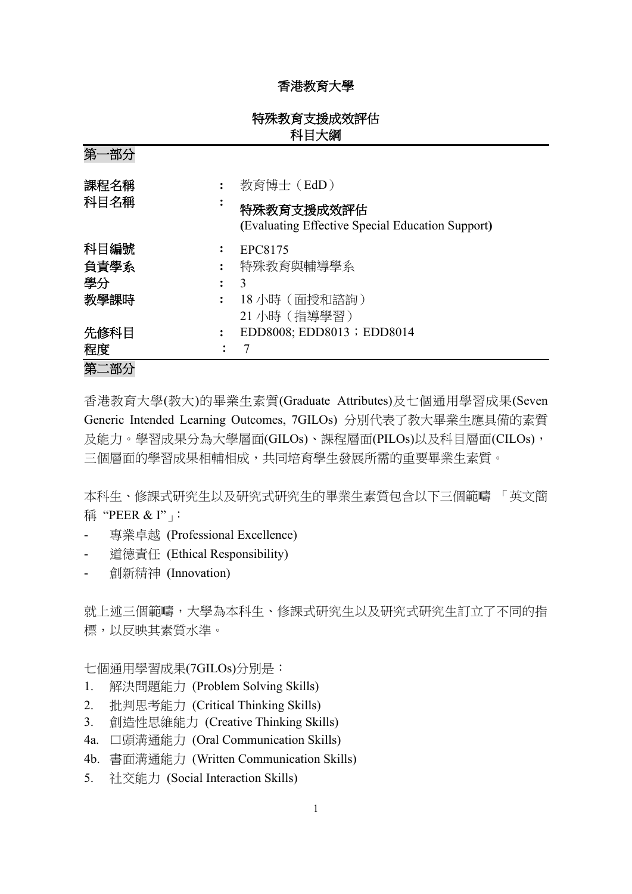# 香港教育大學

## 特殊教育支援成效評估
## 科目大綱

### 第一部分

| | | |
|---|---|---|
| 課程名稱 | : | 教育博士（EdD） |
| 科目名稱 | : | **特殊教育支援成效評估** **(**Evaluating Effective Special Education Support**)** |
| 科目編號 | : | EPC8175 |
| 負責學系 | : | 特殊教育與輔導學系 |
| 學分 | : | 3 |
| 教學課時 | : | 18 小時（面授和諮詢）<br>21 小時（指導學習） |
| 先修科目 | : | EDD8008; EDD8013；EDD8014 |
| 程度 | : | 7 |

### 第二部分

香港教育大學(教大)的畢業生素質(Graduate Attributes)及七個通用學習成果(Seven Generic Intended Learning Outcomes, 7GILOs) 分別代表了教大畢業生應具備的素質及能力。學習成果分為大學層面(GILOs)、課程層面(PILOs)以及科目層面(CILOs)，三個層面的學習成果相輔相成，共同培育學生發展所需的重要畢業生素質。

本科生、修課式研究生以及研究式研究生的畢業生素質包含以下三個範疇 「英文簡稱 "PEER & I"」:

- 專業卓越 (Professional Excellence)
- 道德責任 (Ethical Responsibility)
- 創新精神 (Innovation)

就上述三個範疇，大學為本科生、修課式研究生以及研究式研究生訂立了不同的指標，以反映其素質水準。

七個通用學習成果(7GILOs)分別是：

1. 解決問題能力 (Problem Solving Skills)
2. 批判思考能力 (Critical Thinking Skills)
3. 創造性思維能力 (Creative Thinking Skills)

4a. 口頭溝通能力 (Oral Communication Skills)

4b. 書面溝通能力 (Written Communication Skills)

5. 社交能力 (Social Interaction Skills)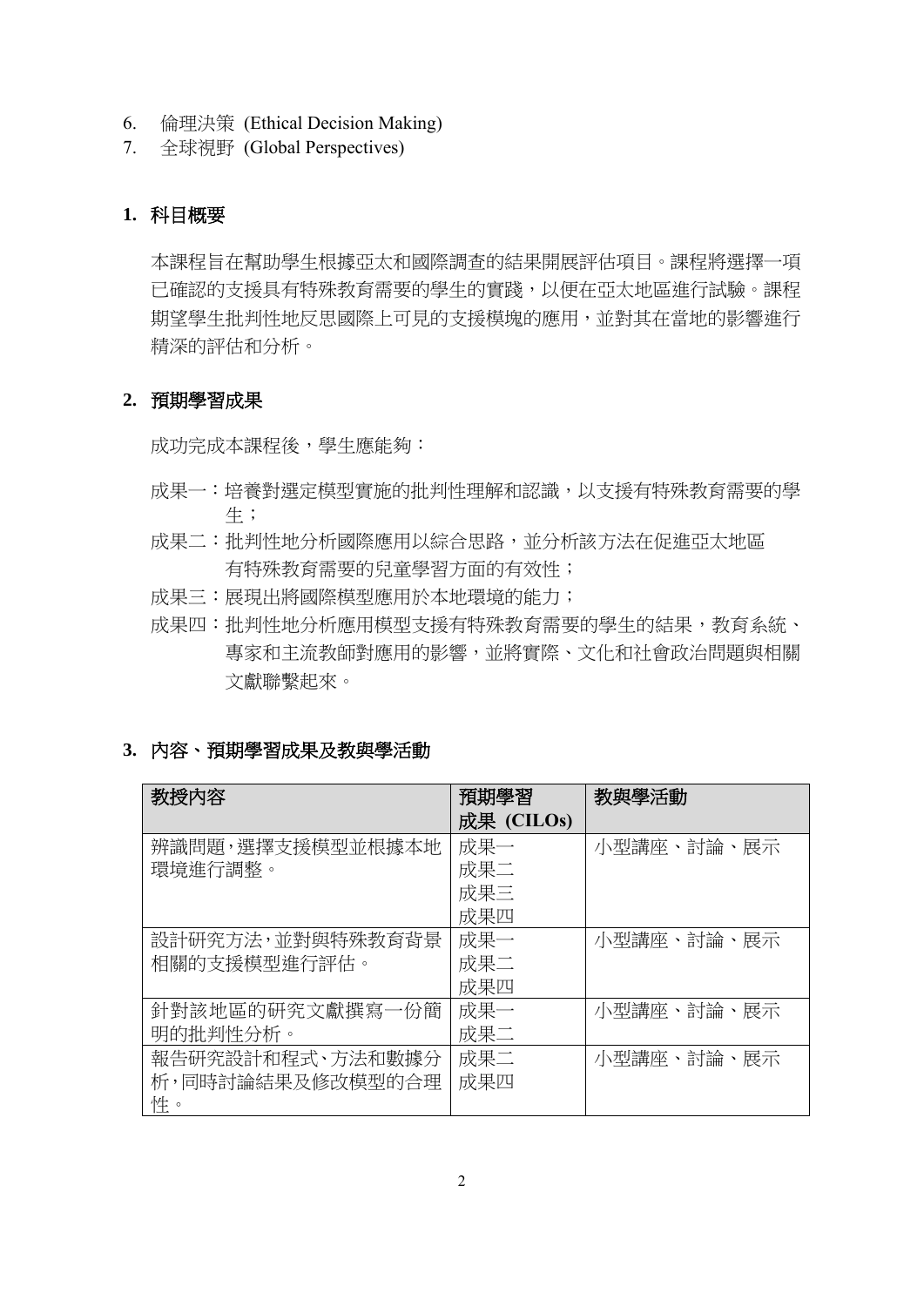6. 倫理決策 (Ethical Decision Making)
7. 全球視野 (Global Perspectives)

## 1. 科目概要

本課程旨在幫助學生根據亞太和國際調查的結果開展評估項目。課程將選擇一項已確認的支援具有特殊教育需要的學生的實踐，以便在亞太地區進行試驗。課程期望學生批判性地反思國際上可見的支援模塊的應用，並對其在當地的影響進行精深的評估和分析。

## 2. 預期學習成果

成功完成本課程後，學生應能夠：

成果一：培養對選定模型實施的批判性理解和認識，以支援有特殊教育需要的學生；

成果二：批判性地分析國際應用以綜合思路，並分析該方法在促進亞太地區有特殊教育需要的兒童學習方面的有效性；

成果三：展現出將國際模型應用於本地環境的能力；

成果四：批判性地分析應用模型支援有特殊教育需要的學生的結果，教育系統、專家和主流教師對應用的影響，並將實際、文化和社會政治問題與相關文獻聯繫起來。

## 3. 內容、預期學習成果及教與學活動

| 教授內容 | 預期學習成果 (CILOs) | 教與學活動 |
|---|---|---|
| 辨識問題，選擇支援模型並根據本地環境進行調整。 | 成果一<br>成果二<br>成果三<br>成果四 | 小型講座、討論、展示 |
| 設計研究方法，並對與特殊教育背景相關的支援模型進行評估。 | 成果一<br>成果二<br>成果四 | 小型講座、討論、展示 |
| 針對該地區的研究文獻撰寫一份簡明的批判性分析。 | 成果一<br>成果二 | 小型講座、討論、展示 |
| 報告研究設計和程式、方法和數據分析，同時討論結果及修改模型的合理性。 | 成果二<br>成果四 | 小型講座、討論、展示 |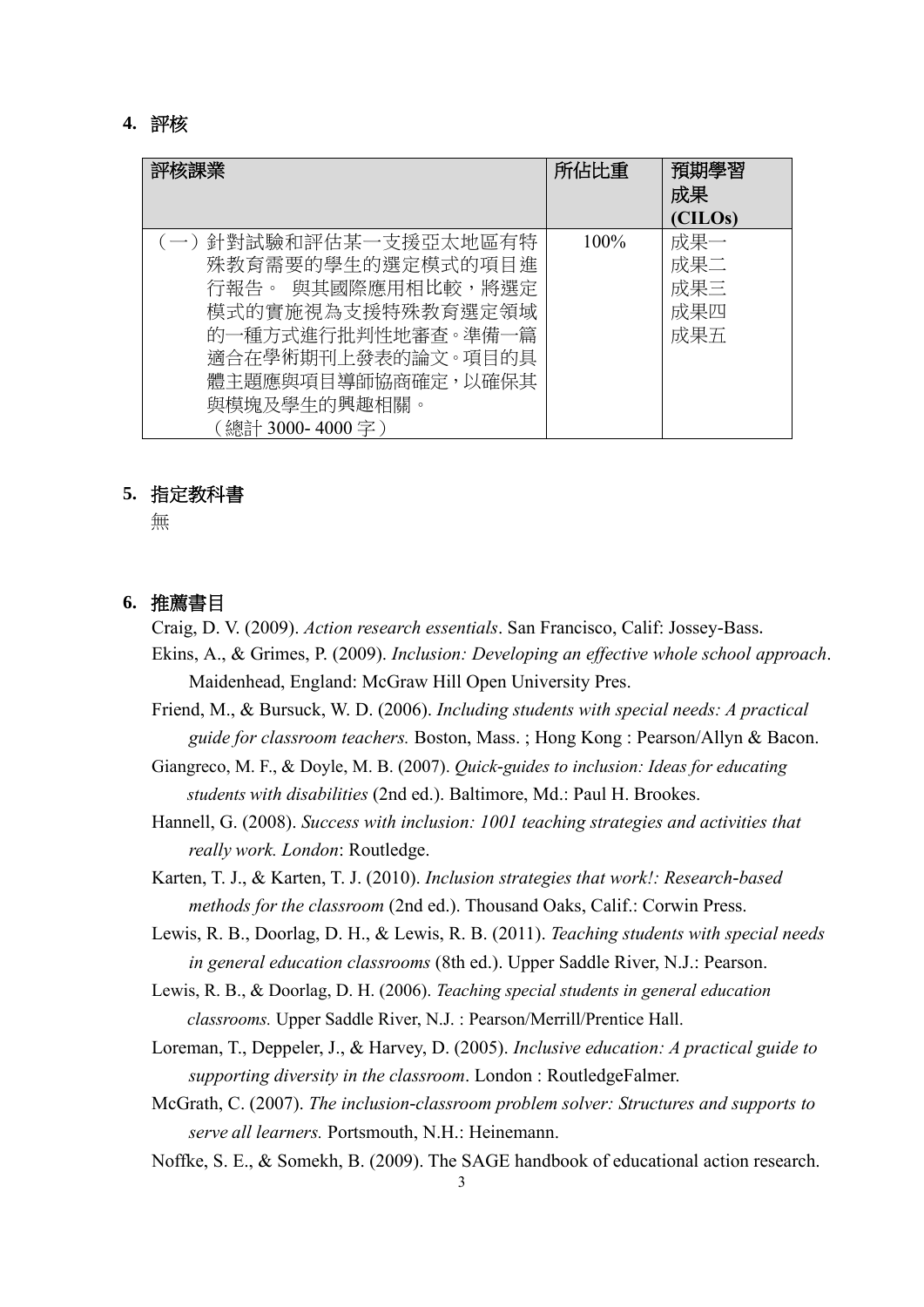## 4. 評核

| 評核課業 | 所佔比重 | 預期學習成果 (CILOs) |
| --- | --- | --- |
| （一）針對試驗和評估某一支援亞太地區有特殊教育需要的學生的選定模式的項目進行報告。 與其國際應用相比較，將選定模式的實施視為支援特殊教育選定領域的一種方式進行批判性地審查。準備一篇適合在學術期刊上發表的論文。項目的具體主題應與項目導師協商確定，以確保其與模塊及學生的興趣相關。（總計 3000- 4000 字） | 100% | 成果一<br>成果二<br>成果三<br>成果四<br>成果五 |

## 5. 指定教科書

無

## 6. 推薦書目

Craig, D. V. (2009). *Action research essentials*. San Francisco, Calif: Jossey-Bass.

Ekins, A., & Grimes, P. (2009). *Inclusion: Developing an effective whole school approach*. Maidenhead, England: McGraw Hill Open University Pres.

Friend, M., & Bursuck, W. D. (2006). *Including students with special needs: A practical guide for classroom teachers.* Boston, Mass. ; Hong Kong : Pearson/Allyn & Bacon.

Giangreco, M. F., & Doyle, M. B. (2007). *Quick-guides to inclusion: Ideas for educating students with disabilities* (2nd ed.). Baltimore, Md.: Paul H. Brookes.

Hannell, G. (2008). *Success with inclusion: 1001 teaching strategies and activities that really work. London*: Routledge.

Karten, T. J., & Karten, T. J. (2010). *Inclusion strategies that work!: Research-based methods for the classroom* (2nd ed.). Thousand Oaks, Calif.: Corwin Press.

Lewis, R. B., Doorlag, D. H., & Lewis, R. B. (2011). *Teaching students with special needs in general education classrooms* (8th ed.). Upper Saddle River, N.J.: Pearson.

Lewis, R. B., & Doorlag, D. H. (2006). *Teaching special students in general education classrooms.* Upper Saddle River, N.J. : Pearson/Merrill/Prentice Hall.

Loreman, T., Deppeler, J., & Harvey, D. (2005). *Inclusive education: A practical guide to supporting diversity in the classroom*. London : RoutledgeFalmer.

McGrath, C. (2007). *The inclusion-classroom problem solver: Structures and supports to serve all learners.* Portsmouth, N.H.: Heinemann.

Noffke, S. E., & Somekh, B. (2009). The SAGE handbook of educational action research.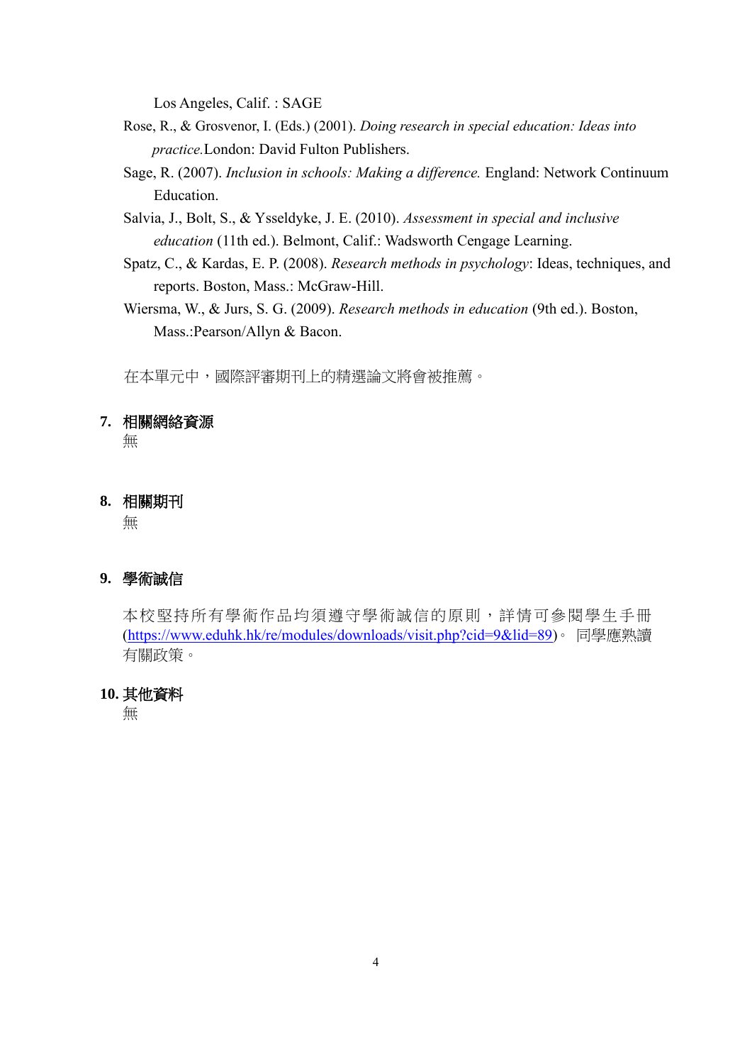Los Angeles, Calif. : SAGE

Rose, R., & Grosvenor, I. (Eds.) (2001). *Doing research in special education: Ideas into practice.*London: David Fulton Publishers.

Sage, R. (2007). *Inclusion in schools: Making a difference.* England: Network Continuum Education.

Salvia, J., Bolt, S., & Ysseldyke, J. E. (2010). *Assessment in special and inclusive education* (11th ed.). Belmont, Calif.: Wadsworth Cengage Learning.

Spatz, C., & Kardas, E. P. (2008). *Research methods in psychology*: Ideas, techniques, and reports. Boston, Mass.: McGraw-Hill.

Wiersma, W., & Jurs, S. G. (2009). *Research methods in education* (9th ed.). Boston, Mass.:Pearson/Allyn & Bacon.

在本單元中，國際評審期刊上的精選論文將會被推薦。

## 7. 相關網絡資源

無

## 8. 相關期刊

無

## 9. 學術誠信

本校堅持所有學術作品均須遵守學術誠信的原則，詳情可參閱學生手冊 (https://www.eduhk.hk/re/modules/downloads/visit.php?cid=9&lid=89)。 同學應熟讀有關政策。

## 10. 其他資料

無